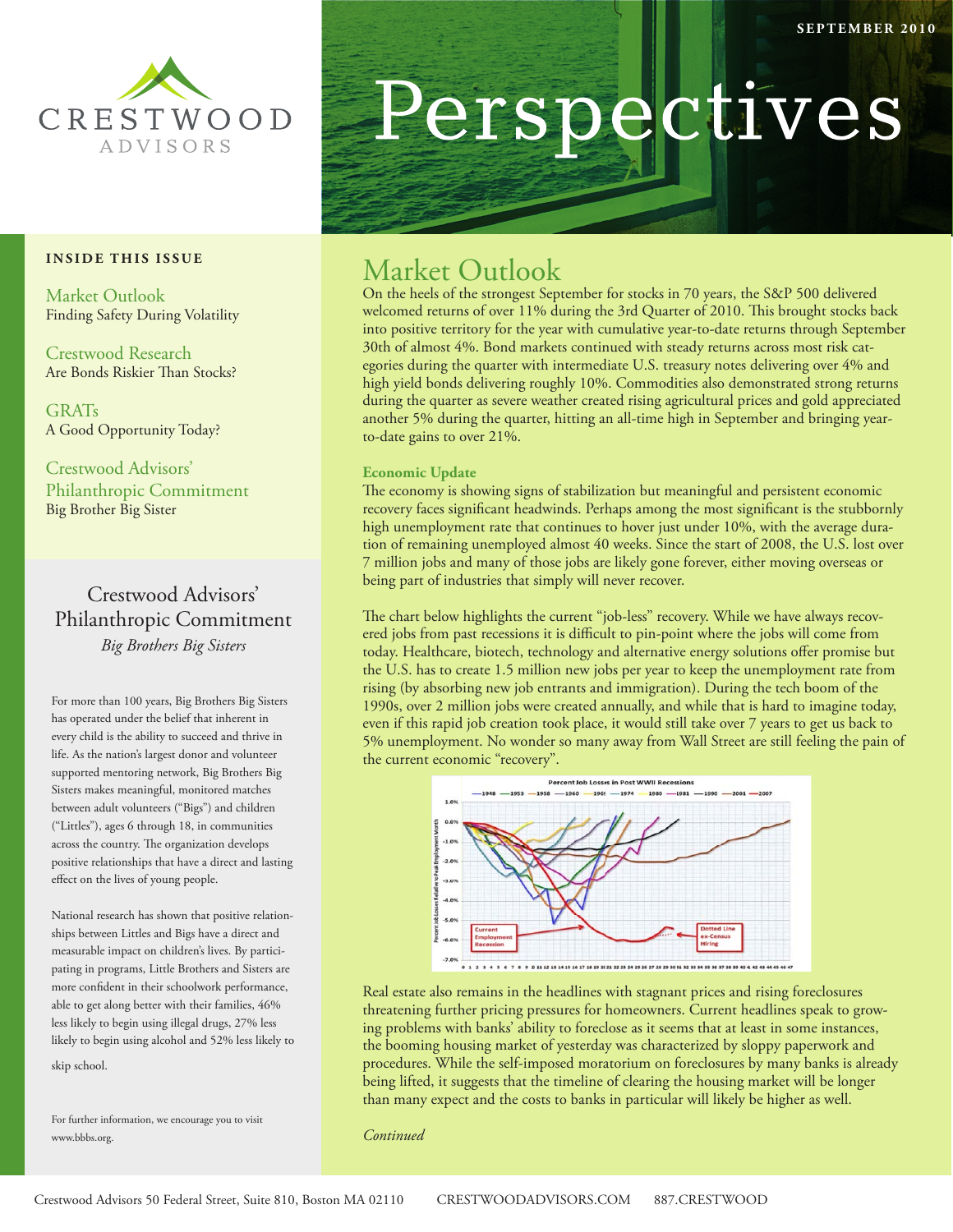CRESTWOOD ADVISORS

SEPTEMBER 2010

# Perspectives

**INSIDE THIS ISSUE**

Market Outlook
Finding Safety During Volatility

Crestwood Research
Are Bonds Riskier Than Stocks?

GRATs
A Good Opportunity Today?

Crestwood Advisors' Philanthropic Commitment
Big Brother Big Sister

## Market Outlook

On the heels of the strongest September for stocks in 70 years, the S&P 500 delivered welcomed returns of over 11% during the 3rd Quarter of 2010. This brought stocks back into positive territory for the year with cumulative year-to-date returns through September 30th of almost 4%. Bond markets continued with steady returns across most risk categories during the quarter with intermediate U.S. treasury notes delivering over 4% and high yield bonds delivering roughly 10%. Commodities also demonstrated strong returns during the quarter as severe weather created rising agricultural prices and gold appreciated another 5% during the quarter, hitting an all-time high in September and bringing year-to-date gains to over 21%.

### Economic Update

The economy is showing signs of stabilization but meaningful and persistent economic recovery faces significant headwinds. Perhaps among the most significant is the stubbornly high unemployment rate that continues to hover just under 10%, with the average duration of remaining unemployed almost 40 weeks. Since the start of 2008, the U.S. lost over 7 million jobs and many of those jobs are likely gone forever, either moving overseas or being part of industries that simply will never recover.

The chart below highlights the current "job-less" recovery. While we have always recovered jobs from past recessions it is difficult to pin-point where the jobs will come from today. Healthcare, biotech, technology and alternative energy solutions offer promise but the U.S. has to create 1.5 million new jobs per year to keep the unemployment rate from rising (by absorbing new job entrants and immigration). During the tech boom of the 1990s, over 2 million jobs were created annually, and while that is hard to imagine today, even if this rapid job creation took place, it would still take over 7 years to get us back to 5% unemployment. No wonder so many away from Wall Street are still feeling the pain of the current economic "recovery".

Real estate also remains in the headlines with stagnant prices and rising foreclosures threatening further pricing pressures for homeowners. Current headlines speak to growing problems with banks' ability to foreclose as it seems that at least in some instances, the booming housing market of yesterday was characterized by sloppy paperwork and procedures. While the self-imposed moratorium on foreclosures by many banks is already being lifted, it suggests that the timeline of clearing the housing market will be longer than many expect and the costs to banks in particular will likely be higher as well.

*Continued*

## Crestwood Advisors' Philanthropic Commitment

*Big Brothers Big Sisters*

For more than 100 years, Big Brothers Big Sisters has operated under the belief that inherent in every child is the ability to succeed and thrive in life. As the nation's largest donor and volunteer supported mentoring network, Big Brothers Big Sisters makes meaningful, monitored matches between adult volunteers ("Bigs") and children ("Littles"), ages 6 through 18, in communities across the country. The organization develops positive relationships that have a direct and lasting effect on the lives of young people.

National research has shown that positive relationships between Littles and Bigs have a direct and measurable impact on children's lives. By participating in programs, Little Brothers and Sisters are more confident in their schoolwork performance, able to get along better with their families, 46% less likely to begin using illegal drugs, 27% less likely to begin using alcohol and 52% less likely to skip school.

For further information, we encourage you to visit www.bbbs.org.

Crestwood Advisors 50 Federal Street, Suite 810, Boston MA 02110 CRESTWOODADVISORS.COM 887.CRESTWOOD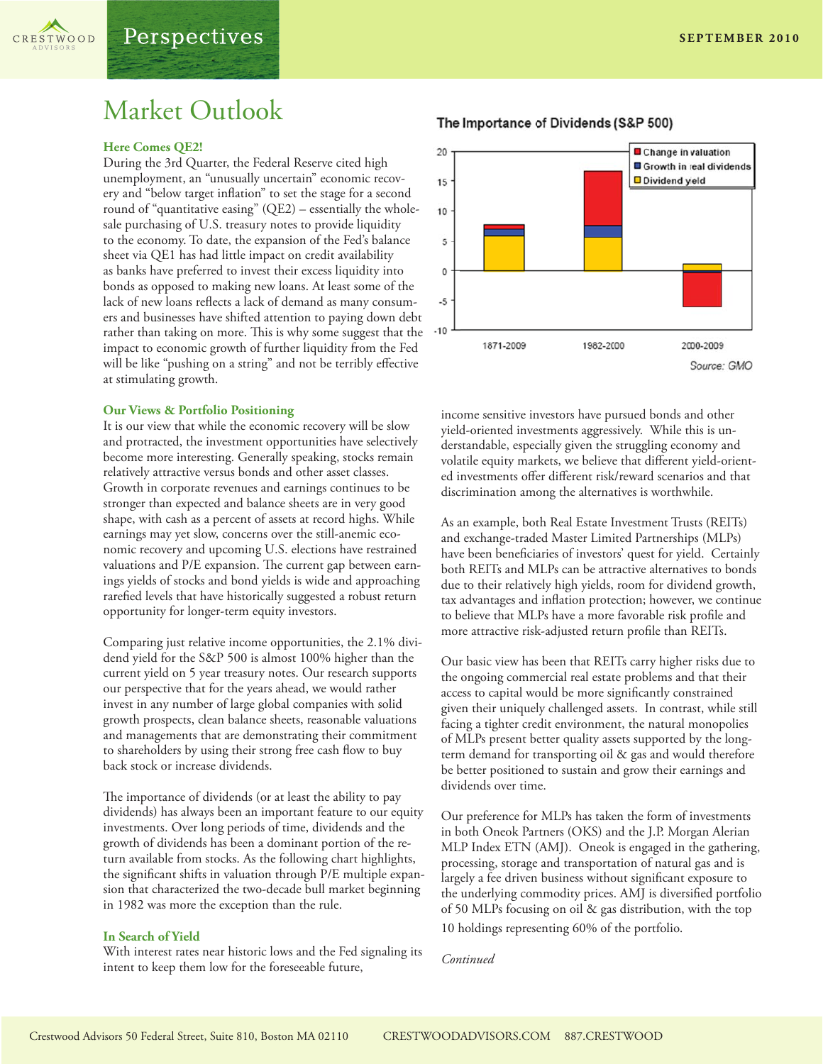# Market Outlook

### Here Comes QE2!

During the 3rd Quarter, the Federal Reserve cited high unemployment, an "unusually uncertain" economic recovery and "below target inflation" to set the stage for a second round of "quantitative easing" (QE2) – essentially the wholesale purchasing of U.S. treasury notes to provide liquidity to the economy. To date, the expansion of the Fed's balance sheet via QE1 has had little impact on credit availability as banks have preferred to invest their excess liquidity into bonds as opposed to making new loans. At least some of the lack of new loans reflects a lack of demand as many consumers and businesses have shifted attention to paying down debt rather than taking on more. This is why some suggest that the impact to economic growth of further liquidity from the Fed will be like "pushing on a string" and not be terribly effective at stimulating growth.

### Our Views & Portfolio Positioning

It is our view that while the economic recovery will be slow and protracted, the investment opportunities have selectively become more interesting. Generally speaking, stocks remain relatively attractive versus bonds and other asset classes. Growth in corporate revenues and earnings continues to be stronger than expected and balance sheets are in very good shape, with cash as a percent of assets at record highs. While earnings may yet slow, concerns over the still-anemic economic recovery and upcoming U.S. elections have restrained valuations and P/E expansion. The current gap between earnings yields of stocks and bond yields is wide and approaching rarefied levels that have historically suggested a robust return opportunity for longer-term equity investors.

Comparing just relative income opportunities, the 2.1% dividend yield for the S&P 500 is almost 100% higher than the current yield on 5 year treasury notes. Our research supports our perspective that for the years ahead, we would rather invest in any number of large global companies with solid growth prospects, clean balance sheets, reasonable valuations and managements that are demonstrating their commitment to shareholders by using their strong free cash flow to buy back stock or increase dividends.

The importance of dividends (or at least the ability to pay dividends) has always been an important feature to our equity investments. Over long periods of time, dividends and the growth of dividends has been a dominant portion of the return available from stocks. As the following chart highlights, the significant shifts in valuation through P/E multiple expansion that characterized the two-decade bull market beginning in 1982 was more the exception than the rule.

**The Importance of Dividends (S&P 500)**

| Period | Dividend yield | Growth in real dividends | Change in valuation |
|---|---|---|---|
| 1871-2009 | ~6 | ~1 | ~0.5 |
| 1982-2000 | ~5.5 | ~2 | ~9 |
| 2000-2009 | ~1 | ~-0.5 | ~-6 |

Source: GMO

### In Search of Yield

With interest rates near historic lows and the Fed signaling its intent to keep them low for the foreseeable future, income sensitive investors have pursued bonds and other yield-oriented investments aggressively. While this is understandable, especially given the struggling economy and volatile equity markets, we believe that different yield-oriented investments offer different risk/reward scenarios and that discrimination among the alternatives is worthwhile.

As an example, both Real Estate Investment Trusts (REITs) and exchange-traded Master Limited Partnerships (MLPs) have been beneficiaries of investors' quest for yield. Certainly both REITs and MLPs can be attractive alternatives to bonds due to their relatively high yields, room for dividend growth, tax advantages and inflation protection; however, we continue to believe that MLPs have a more favorable risk profile and more attractive risk-adjusted return profile than REITs.

Our basic view has been that REITs carry higher risks due to the ongoing commercial real estate problems and that their access to capital would be more significantly constrained given their uniquely challenged assets. In contrast, while still facing a tighter credit environment, the natural monopolies of MLPs present better quality assets supported by the long-term demand for transporting oil & gas and would therefore be better positioned to sustain and grow their earnings and dividends over time.

Our preference for MLPs has taken the form of investments in both Oneok Partners (OKS) and the J.P. Morgan Alerian MLP Index ETN (AMJ). Oneok is engaged in the gathering, processing, storage and transportation of natural gas and is largely a fee driven business without significant exposure to the underlying commodity prices. AMJ is diversified portfolio of 50 MLPs focusing on oil & gas distribution, with the top 10 holdings representing 60% of the portfolio.

*Continued*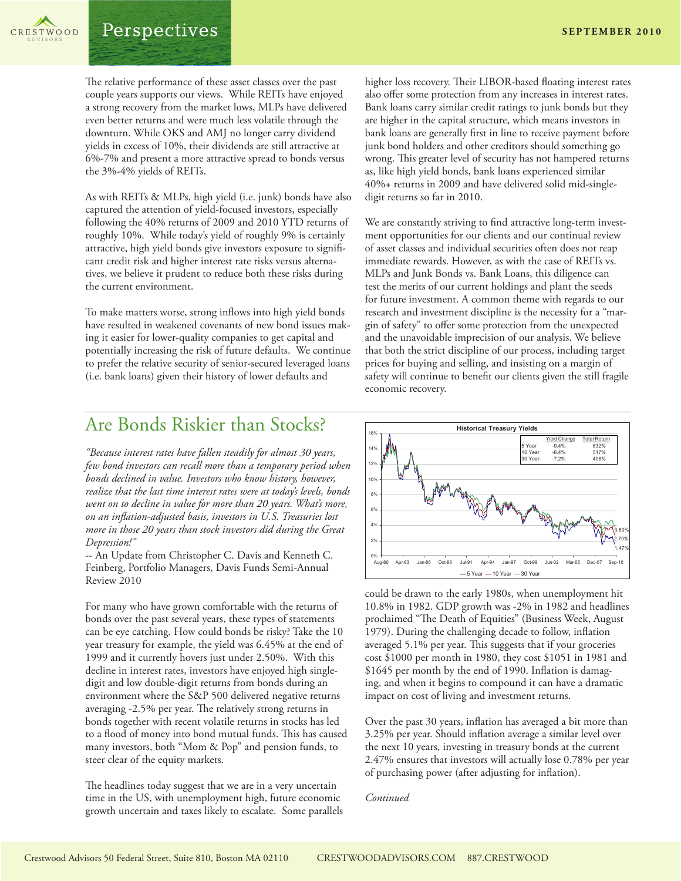The relative performance of these asset classes over the past couple years supports our views. While REITs have enjoyed a strong recovery from the market lows, MLPs have delivered even better returns and were much less volatile through the downturn. While OKS and AMJ no longer carry dividend yields in excess of 10%, their dividends are still attractive at 6%-7% and present a more attractive spread to bonds versus the 3%-4% yields of REITs.

As with REITs & MLPs, high yield (i.e. junk) bonds have also captured the attention of yield-focused investors, especially following the 40% returns of 2009 and 2010 YTD returns of roughly 10%. While today's yield of roughly 9% is certainly attractive, high yield bonds give investors exposure to significant credit risk and higher interest rate risks versus alternatives, we believe it prudent to reduce both these risks during the current environment.

To make matters worse, strong inflows into high yield bonds have resulted in weakened covenants of new bond issues making it easier for lower-quality companies to get capital and potentially increasing the risk of future defaults. We continue to prefer the relative security of senior-secured leveraged loans (i.e. bank loans) given their history of lower defaults and higher loss recovery. Their LIBOR-based floating interest rates also offer some protection from any increases in interest rates. Bank loans carry similar credit ratings to junk bonds but they are higher in the capital structure, which means investors in bank loans are generally first in line to receive payment before junk bond holders and other creditors should something go wrong. This greater level of security has not hampered returns as, like high yield bonds, bank loans experienced similar 40%+ returns in 2009 and have delivered solid mid-single-digit returns so far in 2010.

We are constantly striving to find attractive long-term investment opportunities for our clients and our continual review of asset classes and individual securities often does not reap immediate rewards. However, as with the case of REITs vs. MLPs and Junk Bonds vs. Bank Loans, this diligence can test the merits of our current holdings and plant the seeds for future investment. A common theme with regards to our research and investment discipline is the necessity for a "margin of safety" to offer some protection from the unexpected and the unavoidable imprecision of our analysis. We believe that both the strict discipline of our process, including target prices for buying and selling, and insisting on a margin of safety will continue to benefit our clients given the still fragile economic recovery.

## Are Bonds Riskier than Stocks?

*"Because interest rates have fallen steadily for almost 30 years, few bond investors can recall more than a temporary period when bonds declined in value. Investors who know history, however, realize that the last time interest rates were at today's levels, bonds went on to decline in value for more than 20 years. What's more, on an inflation-adjusted basis, investors in U.S. Treasuries lost more in those 20 years than stock investors did during the Great Depression!"*

-- An Update from Christopher C. Davis and Kenneth C. Feinberg, Portfolio Managers, Davis Funds Semi-Annual Review 2010

For many who have grown comfortable with the returns of bonds over the past several years, these types of statements can be eye catching. How could bonds be risky? Take the 10 year treasury for example, the yield was 6.45% at the end of 1999 and it currently hovers just under 2.50%. With this decline in interest rates, investors have enjoyed high single-digit and low double-digit returns from bonds during an environment where the S&P 500 delivered negative returns averaging -2.5% per year. The relatively strong returns in bonds together with recent volatile returns in stocks has led to a flood of money into bond mutual funds. This has caused many investors, both "Mom & Pop" and pension funds, to steer clear of the equity markets.

The headlines today suggest that we are in a very uncertain time in the US, with unemployment high, future economic growth uncertain and taxes likely to escalate. Some parallels could be drawn to the early 1980s, when unemployment hit 10.8% in 1982. GDP growth was -2% in 1982 and headlines proclaimed "The Death of Equities" (Business Week, August 1979). During the challenging decade to follow, inflation averaged 5.1% per year. This suggests that if your groceries cost $1000 per month in 1980, they cost $1051 in 1981 and $1645 per month by the end of 1990. Inflation is damaging, and when it begins to compound it can have a dramatic impact on cost of living and investment returns.

**Historical Treasury Yields**

| | Yield Change | Total Return |
|---|---|---|
| 5 Year | -9.4% | 832% |
| 10 Year | -8.4% | 517% |
| 30 Year | -7.2% | 406% |

Over the past 30 years, inflation has averaged a bit more than 3.25% per year. Should inflation average a similar level over the next 10 years, investing in treasury bonds at the current 2.47% ensures that investors will actually lose 0.78% per year of purchasing power (after adjusting for inflation).

*Continued*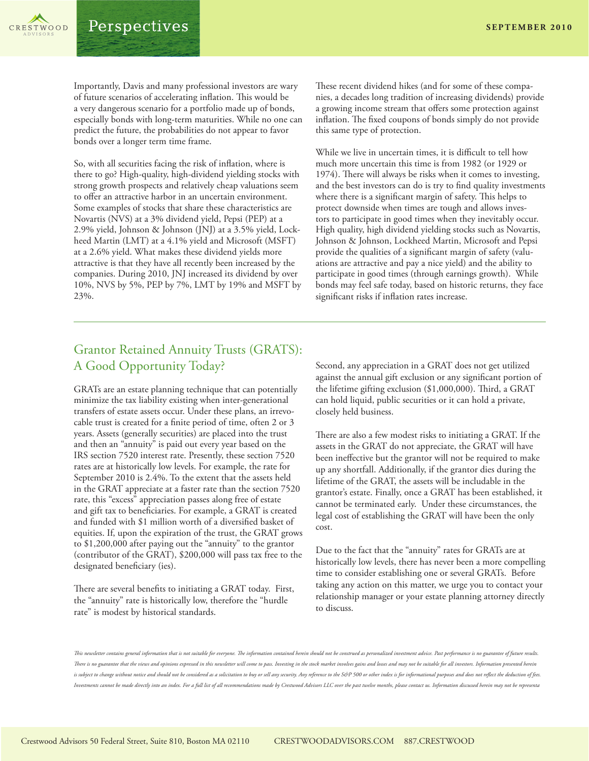Importantly, Davis and many professional investors are wary of future scenarios of accelerating inflation. This would be a very dangerous scenario for a portfolio made up of bonds, especially bonds with long-term maturities. While no one can predict the future, the probabilities do not appear to favor bonds over a longer term time frame.

So, with all securities facing the risk of inflation, where is there to go? High-quality, high-dividend yielding stocks with strong growth prospects and relatively cheap valuations seem to offer an attractive harbor in an uncertain environment. Some examples of stocks that share these characteristics are Novartis (NVS) at a 3% dividend yield, Pepsi (PEP) at a 2.9% yield, Johnson & Johnson (JNJ) at a 3.5% yield, Lockheed Martin (LMT) at a 4.1% yield and Microsoft (MSFT) at a 2.6% yield. What makes these dividend yields more attractive is that they have all recently been increased by the companies. During 2010, JNJ increased its dividend by over 10%, NVS by 5%, PEP by 7%, LMT by 19% and MSFT by 23%.

These recent dividend hikes (and for some of these companies, a decades long tradition of increasing dividends) provide a growing income stream that offers some protection against inflation. The fixed coupons of bonds simply do not provide this same type of protection.

While we live in uncertain times, it is difficult to tell how much more uncertain this time is from 1982 (or 1929 or 1974). There will always be risks when it comes to investing, and the best investors can do is try to find quality investments where there is a significant margin of safety. This helps to protect downside when times are tough and allows investors to participate in good times when they inevitably occur. High quality, high dividend yielding stocks such as Novartis, Johnson & Johnson, Lockheed Martin, Microsoft and Pepsi provide the qualities of a significant margin of safety (valuations are attractive and pay a nice yield) and the ability to participate in good times (through earnings growth). While bonds may feel safe today, based on historic returns, they face significant risks if inflation rates increase.

## Grantor Retained Annuity Trusts (GRATS): A Good Opportunity Today?

GRATs are an estate planning technique that can potentially minimize the tax liability existing when inter-generational transfers of estate assets occur. Under these plans, an irrevocable trust is created for a finite period of time, often 2 or 3 years. Assets (generally securities) are placed into the trust and then an "annuity" is paid out every year based on the IRS section 7520 interest rate. Presently, these section 7520 rates are at historically low levels. For example, the rate for September 2010 is 2.4%. To the extent that the assets held in the GRAT appreciate at a faster rate than the section 7520 rate, this "excess" appreciation passes along free of estate and gift tax to beneficiaries. For example, a GRAT is created and funded with $1 million worth of a diversified basket of equities. If, upon the expiration of the trust, the GRAT grows to $1,200,000 after paying out the "annuity" to the grantor (contributor of the GRAT), $200,000 will pass tax free to the designated beneficiary (ies).

There are several benefits to initiating a GRAT today. First, the "annuity" rate is historically low, therefore the "hurdle rate" is modest by historical standards.

Second, any appreciation in a GRAT does not get utilized against the annual gift exclusion or any significant portion of the lifetime gifting exclusion ($1,000,000). Third, a GRAT can hold liquid, public securities or it can hold a private, closely held business.

There are also a few modest risks to initiating a GRAT. If the assets in the GRAT do not appreciate, the GRAT will have been ineffective but the grantor will not be required to make up any shortfall. Additionally, if the grantor dies during the lifetime of the GRAT, the assets will be includable in the grantor's estate. Finally, once a GRAT has been established, it cannot be terminated early. Under these circumstances, the legal cost of establishing the GRAT will have been the only cost.

Due to the fact that the "annuity" rates for GRATs are at historically low levels, there has never been a more compelling time to consider establishing one or several GRATs. Before taking any action on this matter, we urge you to contact your relationship manager or your estate planning attorney directly to discuss.

*This newsletter contains general information that is not suitable for everyone. The information contained herein should not be construed as personalized investment advice. Past performance is no guarantee of future results. There is no guarantee that the views and opinions expressed in this newsletter will come to pass. Investing in the stock market involves gains and losses and may not be suitable for all investors. Information presented herein is subject to change without notice and should not be considered as a solicitation to buy or sell any security. Any reference to the S&P 500 or other index is for informational purposes and does not reflect the deduction of fees. Investments cannot be made directly into an index. For a full list of all recommendations made by Crestwood Advisors LLC over the past twelve months, please contact us. Information discussed herein may not be representa*

Crestwood Advisors 50 Federal Street, Suite 810, Boston MA 02110 CRESTWOODADVISORS.COM 887.CRESTWOOD